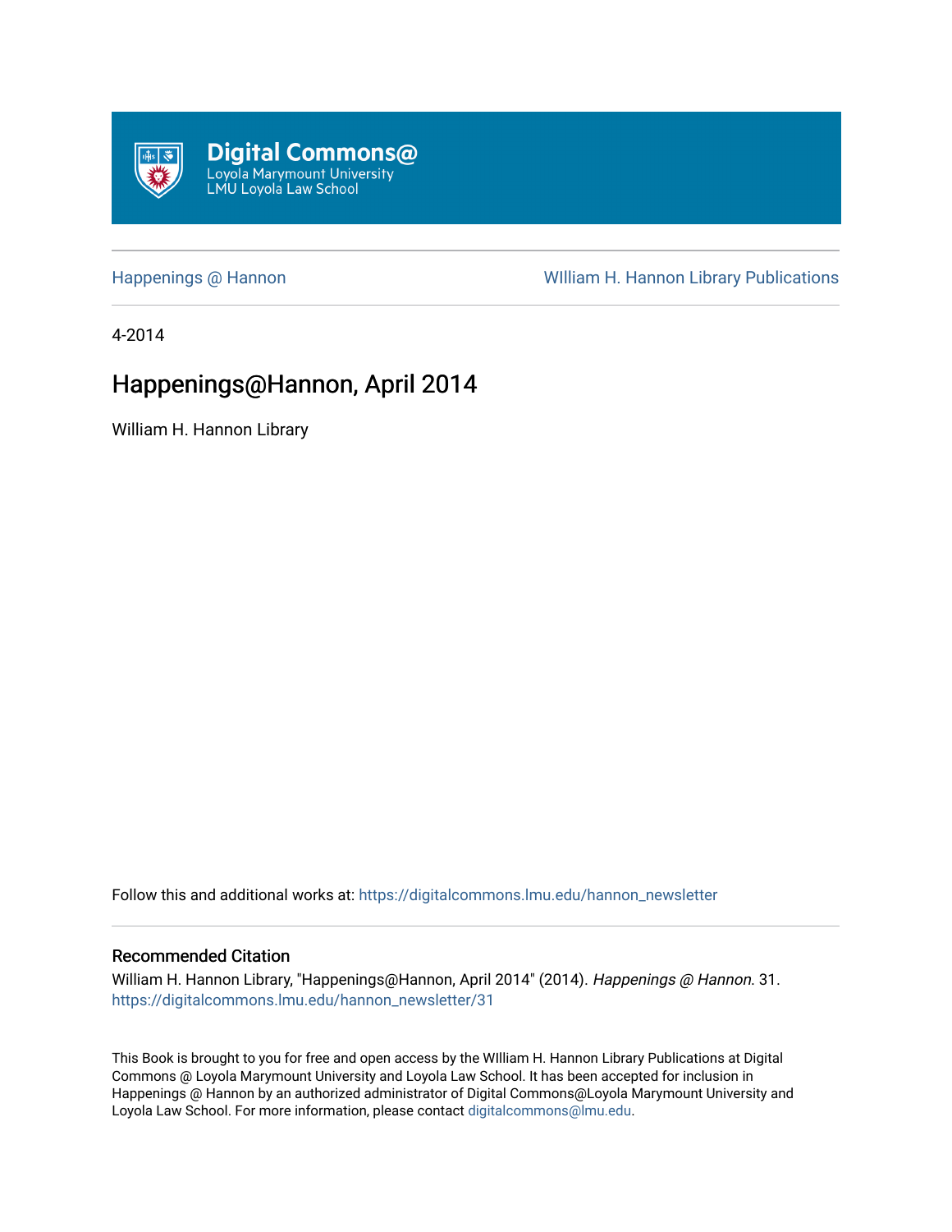Digital Commons@
Loyola Marymount University
LMU Loyola Law School

Happenings @ Hannon

WIlliam H. Hannon Library Publications

4-2014

# Happenings@Hannon, April 2014

William H. Hannon Library

Follow this and additional works at: https://digitalcommons.lmu.edu/hannon_newsletter

## Recommended Citation

William H. Hannon Library, "Happenings@Hannon, April 2014" (2014). *Happenings @ Hannon*. 31.
https://digitalcommons.lmu.edu/hannon_newsletter/31

This Book is brought to you for free and open access by the WIlliam H. Hannon Library Publications at Digital Commons @ Loyola Marymount University and Loyola Law School. It has been accepted for inclusion in Happenings @ Hannon by an authorized administrator of Digital Commons@Loyola Marymount University and Loyola Law School. For more information, please contact digitalcommons@lmu.edu.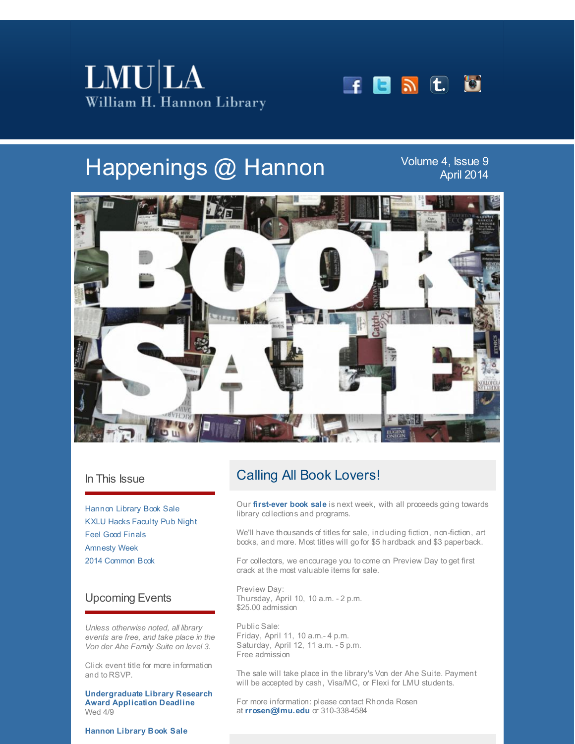LMU|LA
William H. Hannon Library

# Happenings @ Hannon

Volume 4, Issue 9
April 2014

## In This Issue

Hannon Library Book Sale
KXLU Hacks Faculty Pub Night
Feel Good Finals
Amnesty Week
2014 Common Book

## Upcoming Events

*Unless otherwise noted, all library events are free, and take place in the Von der Ahe Family Suite on level 3.*

Click event title for more information and to RSVP.

**Undergraduate Library Research Award Application Deadline**
Wed 4/9

**Hannon Library Book Sale**

## Calling All Book Lovers!

Our **first-ever book sale** is next week, with all proceeds going towards library collections and programs.

We'll have thousands of titles for sale, including fiction, non-fiction, art books, and more. Most titles will go for $5 hardback and $3 paperback.

For collectors, we encourage you to come on Preview Day to get first crack at the most valuable items for sale.

Preview Day:
Thursday, April 10, 10 a.m. - 2 p.m.
$25.00 admission

Public Sale:
Friday, April 11, 10 a.m.- 4 p.m.
Saturday, April 12, 11 a.m. - 5 p.m.
Free admission

The sale will take place in the library's Von der Ahe Suite. Payment will be accepted by cash, Visa/MC, or Flexi for LMU students.

For more information: please contact Rhonda Rosen at **rrosen@lmu.edu** or 310-338-4584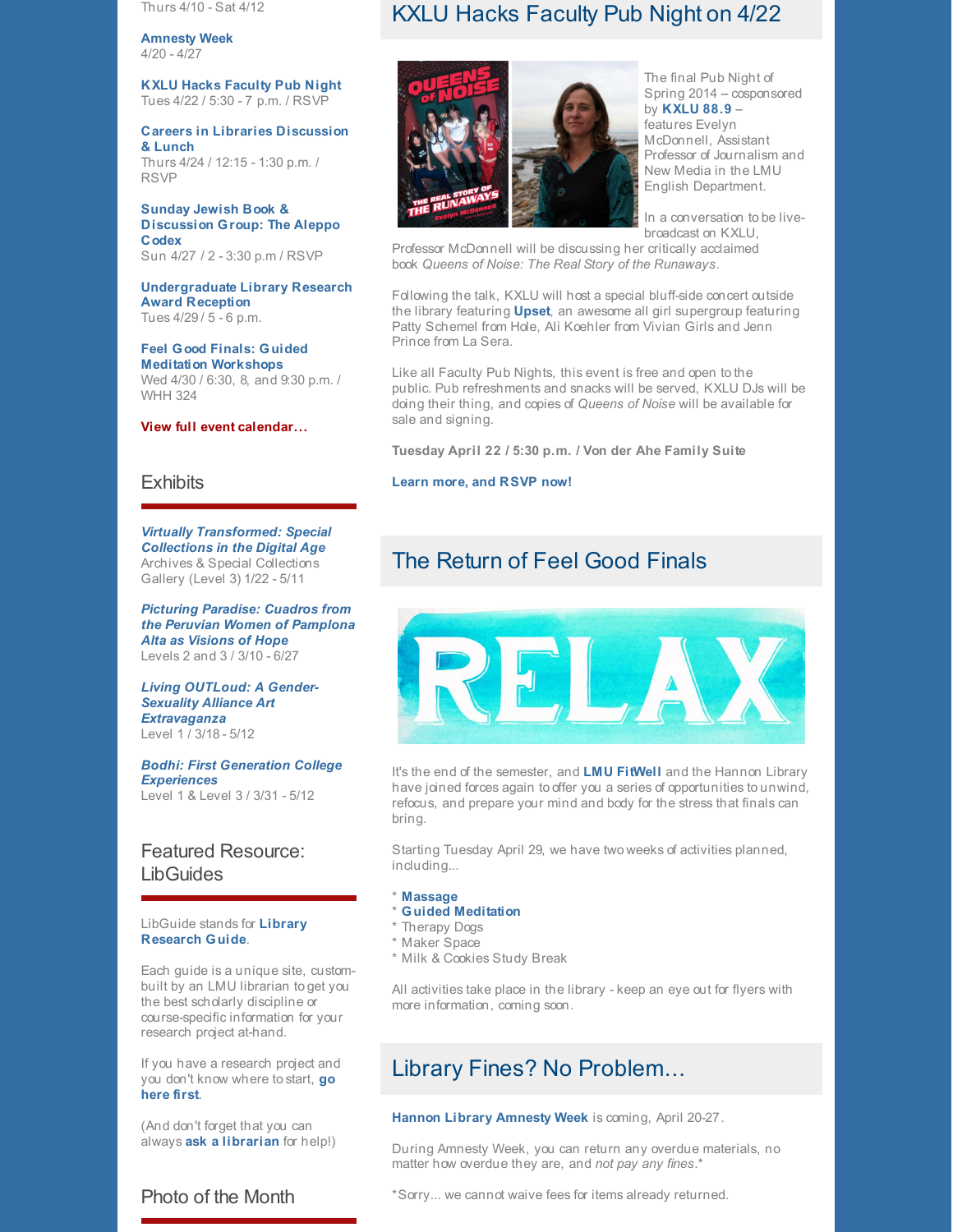Thurs 4/10 - Sat 4/12

**Amnesty Week**
4/20 - 4/27

**KXLU Hacks Faculty Pub Night**
Tues 4/22 / 5:30 - 7 p.m. / RSVP

**Careers in Libraries Discussion & Lunch**
Thurs 4/24 / 12:15 - 1:30 p.m. / RSVP

**Sunday Jewish Book & Discussion Group: The Aleppo Codex**
Sun 4/27 / 2 - 3:30 p.m / RSVP

**Undergraduate Library Research Award Reception**
Tues 4/29 / 5 - 6 p.m.

**Feel Good Finals: Guided Meditation Workshops**
Wed 4/30 / 6:30, 8, and 9:30 p.m. / WHH 324

**View full event calendar...**

## Exhibits

***Virtually Transformed: Special Collections in the Digital Age***
Archives & Special Collections Gallery (Level 3) 1/22 - 5/11

***Picturing Paradise: Cuadros from the Peruvian Women of Pamplona Alta as Visions of Hope***
Levels 2 and 3 / 3/10 - 6/27

***Living OUTLoud: A Gender-Sexuality Alliance Art Extravaganza***
Level 1 / 3/18 - 5/12

***Bodhi: First Generation College Experiences***
Level 1 & Level 3 / 3/31 - 5/12

## Featured Resource: LibGuides

LibGuide stands for **Library Research Guide**.

Each guide is a unique site, custom-built by an LMU librarian to get you the best scholarly discipline or course-specific information for your research project at-hand.

If you have a research project and you don't know where to start, **go here first**.

(And don't forget that you can always **ask a librarian** for help!)

## Photo of the Month

## KXLU Hacks Faculty Pub Night on 4/22

The final Pub Night of Spring 2014 – cosponsored by **KXLU 88.9** – features Evelyn McDonnell, Assistant Professor of Journalism and New Media in the LMU English Department.

In a conversation to be live-broadcast on KXLU, Professor McDonnell will be discussing her critically acclaimed book *Queens of Noise: The Real Story of the Runaways*.

Following the talk, KXLU will host a special bluff-side concert outside the library featuring **Upset**, an awesome all girl supergroup featuring Patty Schemel from Hole, Ali Koehler from Vivian Girls and Jenn Prince from La Sera.

Like all Faculty Pub Nights, this event is free and open to the public. Pub refreshments and snacks will be served, KXLU DJs will be doing their thing, and copies of *Queens of Noise* will be available for sale and signing.

**Tuesday April 22 / 5:30 p.m. / Von der Ahe Family Suite**

**Learn more, and RSVP now!**

## The Return of Feel Good Finals

It's the end of the semester, and **LMU FitWell** and the Hannon Library have joined forces again to offer you a series of opportunities to unwind, refocus, and prepare your mind and body for the stress that finals can bring.

Starting Tuesday April 29, we have two weeks of activities planned, including...

* **Massage**
* **Guided Meditation**
* Therapy Dogs
* Maker Space
* Milk & Cookies Study Break

All activities take place in the library - keep an eye out for flyers with more information, coming soon.

## Library Fines? No Problem...

**Hannon Library Amnesty Week** is coming, April 20-27.

During Amnesty Week, you can return any overdue materials, no matter how overdue they are, and *not pay any fines*.*

*Sorry... we cannot waive fees for items already returned.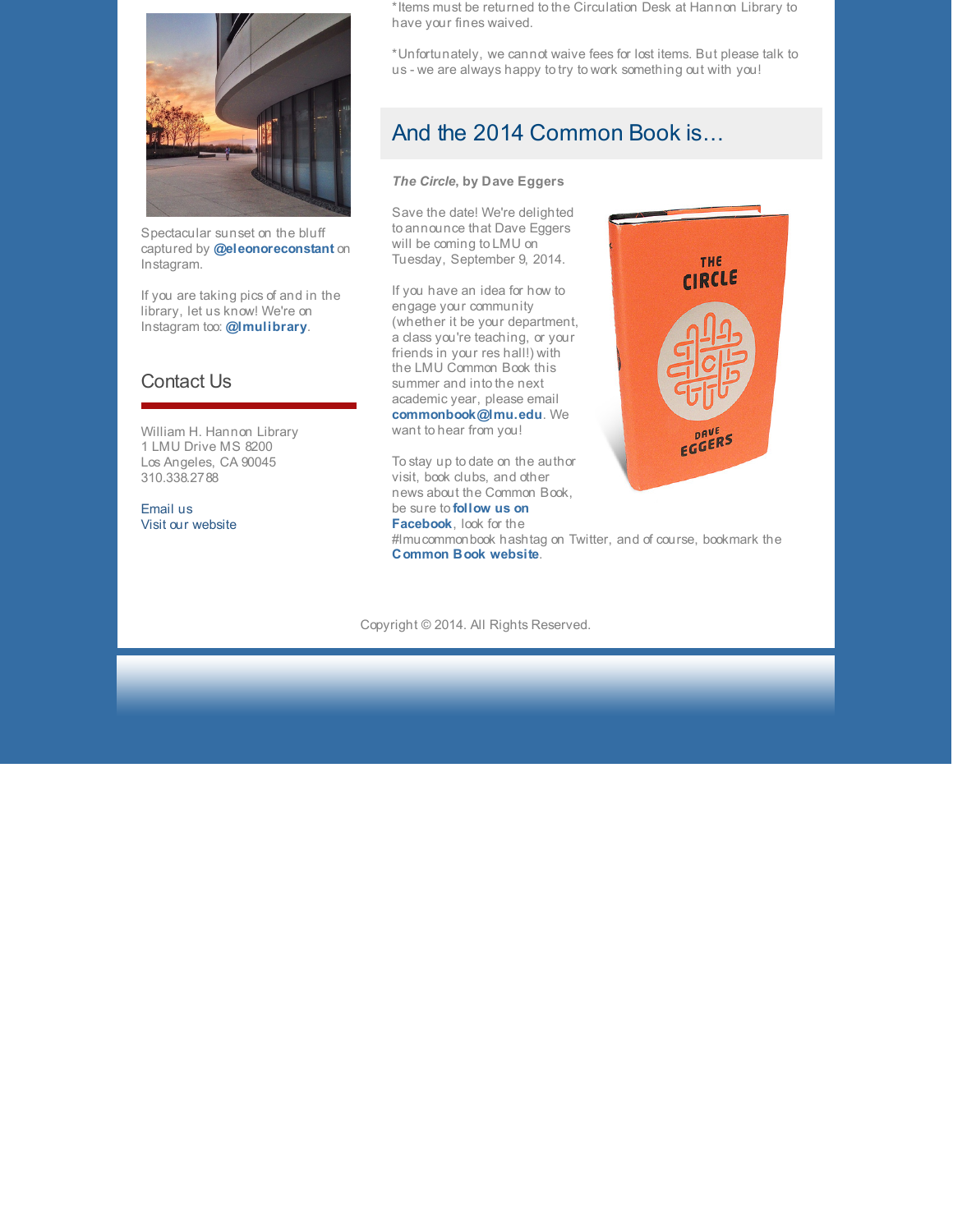*Items must be returned to the Circulation Desk at Hannon Library to have your fines waived.

*Unfortunately, we cannot waive fees for lost items. But please talk to us - we are always happy to try to work something out with you!

## And the 2014 Common Book is…

***The Circle*, by Dave Eggers**

Save the date! We're delighted to announce that Dave Eggers will be coming to LMU on Tuesday, September 9, 2014.

If you have an idea for how to engage your community (whether it be your department, a class you're teaching, or your friends in your res hall!) with the LMU Common Book this summer and into the next academic year, please email **commonbook@lmu.edu**. We want to hear from you!

To stay up to date on the author visit, book clubs, and other news about the Common Book, be sure to **follow us on Facebook**, look for the #lmucommonbook hashtag on Twitter, and of course, bookmark the **Common Book website**.

Spectacular sunset on the bluff captured by **@eleonoreconstant** on Instagram.

If you are taking pics of and in the library, let us know! We're on Instagram too: **@lmulibrary**.

## Contact Us

William H. Hannon Library
1 LMU Drive MS 8200
Los Angeles, CA 90045
310.338.2788

Email us
Visit our website

Copyright © 2014. All Rights Reserved.